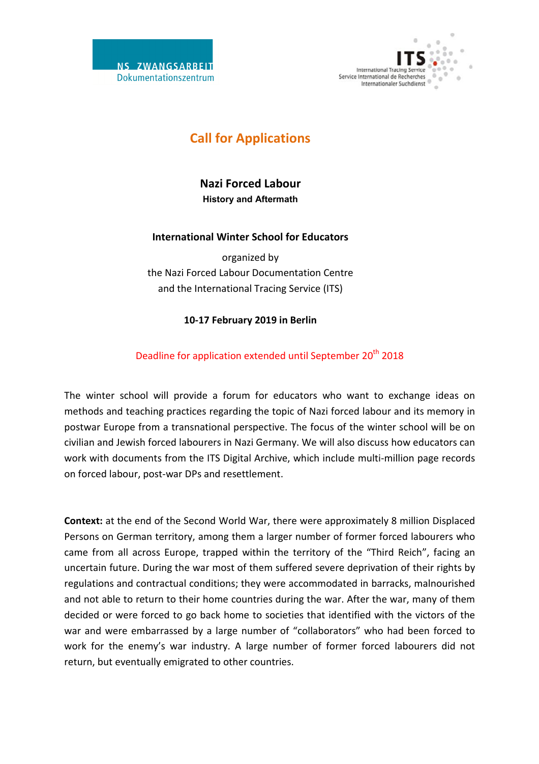NS ZWANGSARBEIT
Dokumentationszentrum

ITS
International Tracing Service
Service International de Recherches
Internationaler Suchdienst

# Call for Applications

## Nazi Forced Labour

**History and Aftermath**

**International Winter School for Educators**

organized by
the Nazi Forced Labour Documentation Centre
and the International Tracing Service (ITS)

**10-17 February 2019 in Berlin**

Deadline for application extended until September 20th 2018

The winter school will provide a forum for educators who want to exchange ideas on methods and teaching practices regarding the topic of Nazi forced labour and its memory in postwar Europe from a transnational perspective. The focus of the winter school will be on civilian and Jewish forced labourers in Nazi Germany. We will also discuss how educators can work with documents from the ITS Digital Archive, which include multi-million page records on forced labour, post-war DPs and resettlement.

**Context:** at the end of the Second World War, there were approximately 8 million Displaced Persons on German territory, among them a larger number of former forced labourers who came from all across Europe, trapped within the territory of the "Third Reich", facing an uncertain future. During the war most of them suffered severe deprivation of their rights by regulations and contractual conditions; they were accommodated in barracks, malnourished and not able to return to their home countries during the war. After the war, many of them decided or were forced to go back home to societies that identified with the victors of the war and were embarrassed by a large number of "collaborators" who had been forced to work for the enemy's war industry. A large number of former forced labourers did not return, but eventually emigrated to other countries.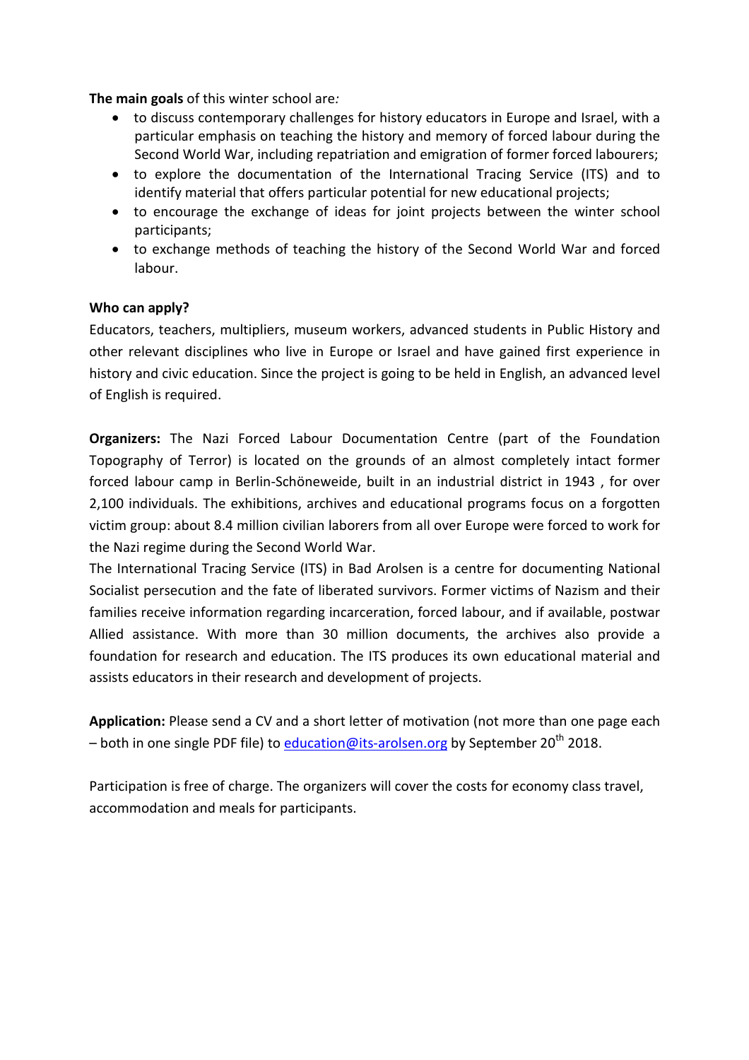**The main goals** of this winter school are*:*

- to discuss contemporary challenges for history educators in Europe and Israel, with a particular emphasis on teaching the history and memory of forced labour during the Second World War, including repatriation and emigration of former forced labourers;
- to explore the documentation of the International Tracing Service (ITS) and to identify material that offers particular potential for new educational projects;
- to encourage the exchange of ideas for joint projects between the winter school participants;
- to exchange methods of teaching the history of the Second World War and forced labour.

**Who can apply?**

Educators, teachers, multipliers, museum workers, advanced students in Public History and other relevant disciplines who live in Europe or Israel and have gained first experience in history and civic education. Since the project is going to be held in English, an advanced level of English is required.

**Organizers:** The Nazi Forced Labour Documentation Centre (part of the Foundation Topography of Terror) is located on the grounds of an almost completely intact former forced labour camp in Berlin-Schöneweide, built in an industrial district in 1943 , for over 2,100 individuals. The exhibitions, archives and educational programs focus on a forgotten victim group: about 8.4 million civilian laborers from all over Europe were forced to work for the Nazi regime during the Second World War.

The International Tracing Service (ITS) in Bad Arolsen is a centre for documenting National Socialist persecution and the fate of liberated survivors. Former victims of Nazism and their families receive information regarding incarceration, forced labour, and if available, postwar Allied assistance. With more than 30 million documents, the archives also provide a foundation for research and education. The ITS produces its own educational material and assists educators in their research and development of projects.

**Application:** Please send a CV and a short letter of motivation (not more than one page each – both in one single PDF file) to education@its-arolsen.org by September 20th 2018.

Participation is free of charge. The organizers will cover the costs for economy class travel, accommodation and meals for participants.